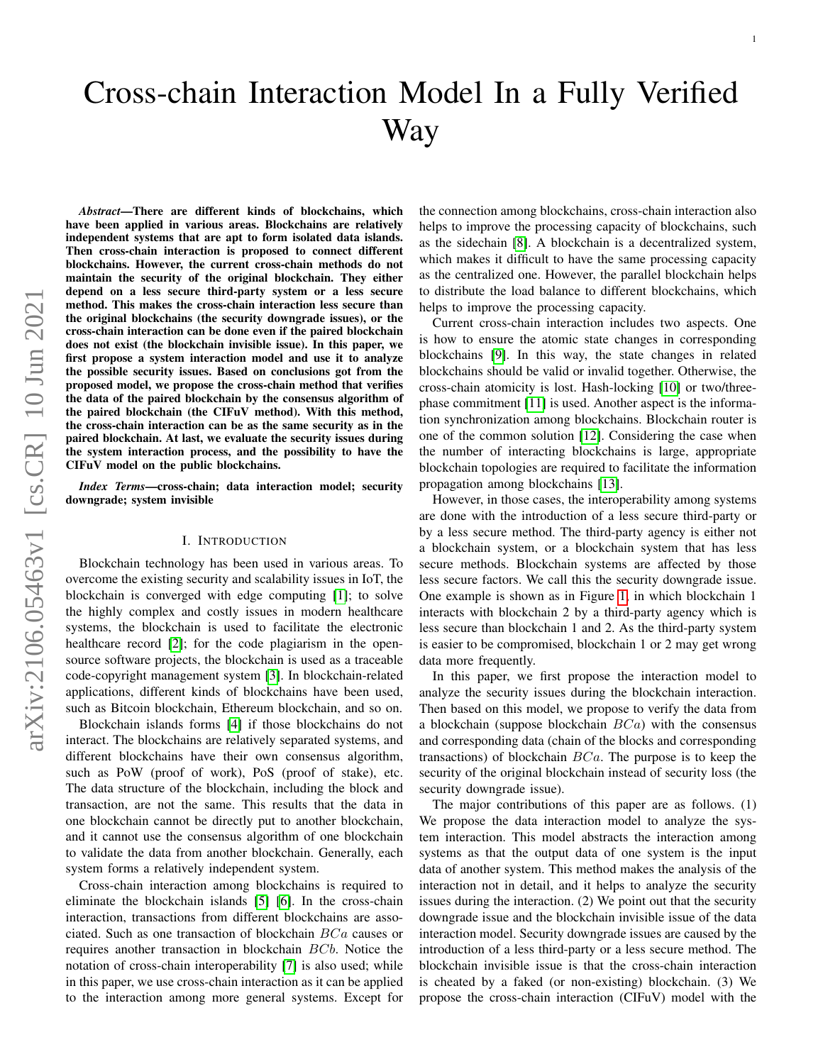# Cross-chain Interaction Model In a Fully Verified Way

***Abstract*—There are different kinds of blockchains, which have been applied in various areas. Blockchains are relatively independent systems that are apt to form isolated data islands. Then cross-chain interaction is proposed to connect different blockchains. However, the current cross-chain methods do not maintain the security of the original blockchain. They either depend on a less secure third-party system or a less secure method. This makes the cross-chain interaction less secure than the original blockchains (the security downgrade issues), or the cross-chain interaction can be done even if the paired blockchain does not exist (the blockchain invisible issue). In this paper, we first propose a system interaction model and use it to analyze the possible security issues. Based on conclusions got from the proposed model, we propose the cross-chain method that verifies the data of the paired blockchain by the consensus algorithm of the paired blockchain (the CIFuV method). With this method, the cross-chain interaction can be as the same security as in the paired blockchain. At last, we evaluate the security issues during the system interaction process, and the possibility to have the CIFuV model on the public blockchains.**

***Index Terms*—cross-chain; data interaction model; security downgrade; system invisible**

## I. Introduction

Blockchain technology has been used in various areas. To overcome the existing security and scalability issues in IoT, the blockchain is converged with edge computing [1]; to solve the highly complex and costly issues in modern healthcare systems, the blockchain is used to facilitate the electronic healthcare record [2]; for the code plagiarism in the open-source software projects, the blockchain is used as a traceable code-copyright management system [3]. In blockchain-related applications, different kinds of blockchains have been used, such as Bitcoin blockchain, Ethereum blockchain, and so on.

Blockchain islands forms [4] if those blockchains do not interact. The blockchains are relatively separated systems, and different blockchains have their own consensus algorithm, such as PoW (proof of work), PoS (proof of stake), etc. The data structure of the blockchain, including the block and transaction, are not the same. This results that the data in one blockchain cannot be directly put to another blockchain, and it cannot use the consensus algorithm of one blockchain to validate the data from another blockchain. Generally, each system forms a relatively independent system.

Cross-chain interaction among blockchains is required to eliminate the blockchain islands [5] [6]. In the cross-chain interaction, transactions from different blockchains are associated. Such as one transaction of blockchain $BCa$ causes or requires another transaction in blockchain $BCb$. Notice the notation of cross-chain interoperability [7] is also used; while in this paper, we use cross-chain interaction as it can be applied to the interaction among more general systems. Except for the connection among blockchains, cross-chain interaction also helps to improve the processing capacity of blockchains, such as the sidechain [8]. A blockchain is a decentralized system, which makes it difficult to have the same processing capacity as the centralized one. However, the parallel blockchain helps to distribute the load balance to different blockchains, which helps to improve the processing capacity.

Current cross-chain interaction includes two aspects. One is how to ensure the atomic state changes in corresponding blockchains [9]. In this way, the state changes in related blockchains should be valid or invalid together. Otherwise, the cross-chain atomicity is lost. Hash-locking [10] or two/three-phase commitment [11] is used. Another aspect is the information synchronization among blockchains. Blockchain router is one of the common solution [12]. Considering the case when the number of interacting blockchains is large, appropriate blockchain topologies are required to facilitate the information propagation among blockchains [13].

However, in those cases, the interoperability among systems are done with the introduction of a less secure third-party or by a less secure method. The third-party agency is either not a blockchain system, or a blockchain system that has less secure methods. Blockchain systems are affected by those less secure factors. We call this the security downgrade issue. One example is shown as in Figure 1, in which blockchain 1 interacts with blockchain 2 by a third-party agency which is less secure than blockchain 1 and 2. As the third-party system is easier to be compromised, blockchain 1 or 2 may get wrong data more frequently.

In this paper, we first propose the interaction model to analyze the security issues during the blockchain interaction. Then based on this model, we propose to verify the data from a blockchain (suppose blockchain $BCa$) with the consensus and corresponding data (chain of the blocks and corresponding transactions) of blockchain $BCa$. The purpose is to keep the security of the original blockchain instead of security loss (the security downgrade issue).

The major contributions of this paper are as follows. (1) We propose the data interaction model to analyze the system interaction. This model abstracts the interaction among systems as that the output data of one system is the input data of another system. This method makes the analysis of the interaction not in detail, and it helps to analyze the security issues during the interaction. (2) We point out that the security downgrade issue and the blockchain invisible issue of the data interaction model. Security downgrade issues are caused by the introduction of a less third-party or a less secure method. The blockchain invisible issue is that the cross-chain interaction is cheated by a faked (or non-existing) blockchain. (3) We propose the cross-chain interaction (CIFuV) model with the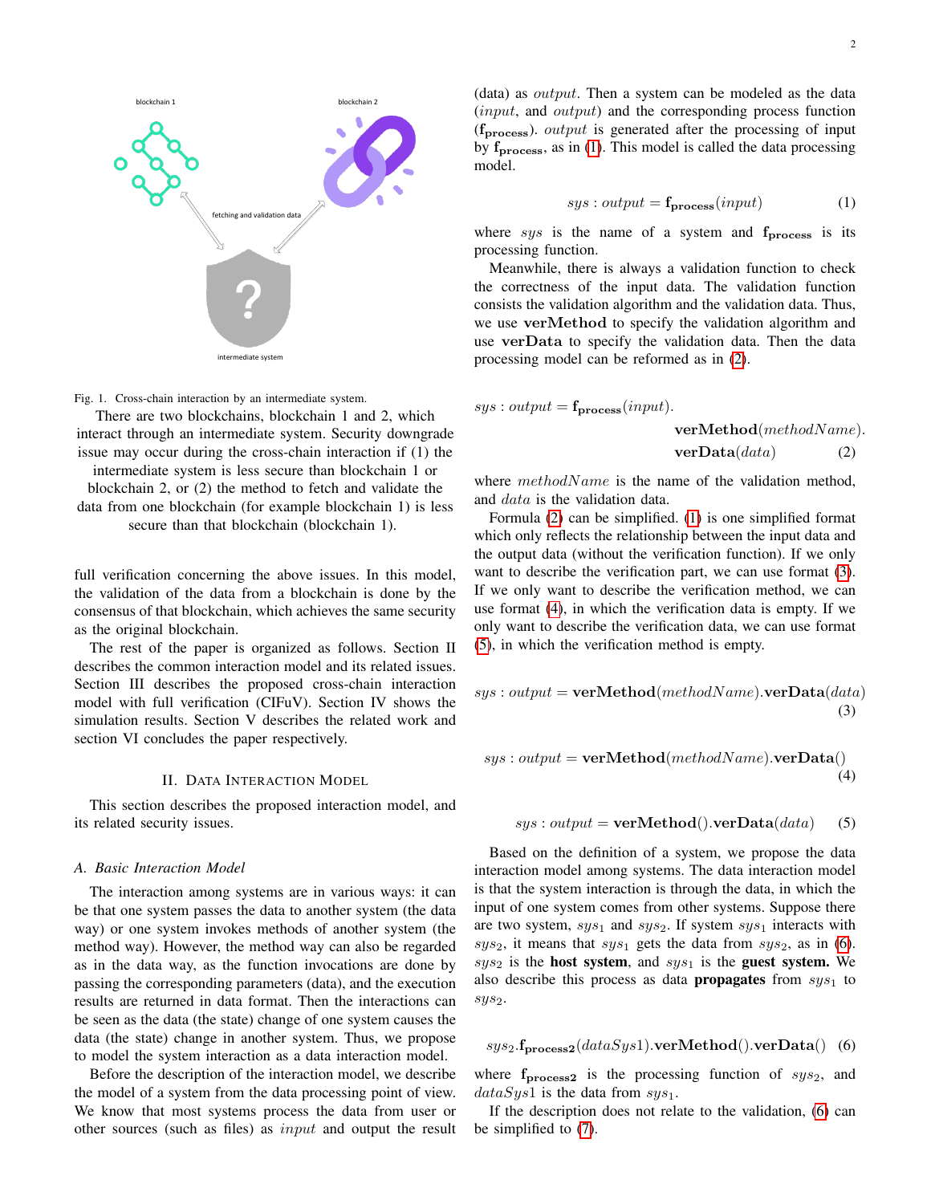Fig. 1. Cross-chain interaction by an intermediate system.

There are two blockchains, blockchain 1 and 2, which interact through an intermediate system. Security downgrade issue may occur during the cross-chain interaction if (1) the intermediate system is less secure than blockchain 1 or blockchain 2, or (2) the method to fetch and validate the data from one blockchain (for example blockchain 1) is less secure than that blockchain (blockchain 1).

full verification concerning the above issues. In this model, the validation of the data from a blockchain is done by the consensus of that blockchain, which achieves the same security as the original blockchain.

The rest of the paper is organized as follows. Section II describes the common interaction model and its related issues. Section III describes the proposed cross-chain interaction model with full verification (CIFuV). Section IV shows the simulation results. Section V describes the related work and section VI concludes the paper respectively.

## II. Data Interaction Model

This section describes the proposed interaction model, and its related security issues.

### A. Basic Interaction Model

The interaction among systems are in various ways: it can be that one system passes the data to another system (the data way) or one system invokes methods of another system (the method way). However, the method way can also be regarded as in the data way, as the function invocations are done by passing the corresponding parameters (data), and the execution results are returned in data format. Then the interactions can be seen as the data (the state) change of one system causes the data (the state) change in another system. Thus, we propose to model the system interaction as a data interaction model.

Before the description of the interaction model, we describe the model of a system from the data processing point of view. We know that most systems process the data from user or other sources (such as files) as *input* and output the result (data) as *output*. Then a system can be modeled as the data (*input*, and *output*) and the corresponding process function ($\mathbf{f_{process}}$). *output* is generated after the processing of input by $\mathbf{f_{process}}$, as in (1). This model is called the data processing model.

$$sys : output = \mathbf{f_{process}}(input) \tag{1}$$

where $sys$ is the name of a system and $\mathbf{f_{process}}$ is its processing function.

Meanwhile, there is always a validation function to check the correctness of the input data. The validation function consists the validation algorithm and the validation data. Thus, we use **verMethod** to specify the validation algorithm and use **verData** to specify the validation data. Then the data processing model can be reformed as in (2).

$$sys : output = \mathbf{f_{process}}(input).\mathbf{verMethod}(methodName).\mathbf{verData}(data) \tag{2}$$

where $methodName$ is the name of the validation method, and $data$ is the validation data.

Formula (2) can be simplified. (1) is one simplified format which only reflects the relationship between the input data and the output data (without the verification function). If we only want to describe the verification part, we can use format (3). If we only want to describe the verification method, we can use format (4), in which the verification data is empty. If we only want to describe the verification data, we can use format (5), in which the verification method is empty.

$$sys : output = \mathbf{verMethod}(methodName).\mathbf{verData}(data) \tag{3}$$

$$sys : output = \mathbf{verMethod}(methodName).\mathbf{verData}() \tag{4}$$

$$sys : output = \mathbf{verMethod}().\mathbf{verData}(data) \tag{5}$$

Based on the definition of a system, we propose the data interaction model among systems. The data interaction model is that the system interaction is through the data, in which the input of one system comes from other systems. Suppose there are two system, $sys_1$ and $sys_2$. If system $sys_1$ interacts with $sys_2$, it means that $sys_1$ gets the data from $sys_2$, as in (6). $sys_2$ is the **host system**, and $sys_1$ is the **guest system.** We also describe this process as data **propagates** from $sys_1$ to $sys_2$.

$$sys_2.\mathbf{f_{process2}}(dataSys1).\mathbf{verMethod}().\mathbf{verData}() \tag{6}$$

where $\mathbf{f_{process2}}$ is the processing function of $sys_2$, and $dataSys1$ is the data from $sys_1$.

If the description does not relate to the validation, (6) can be simplified to (7).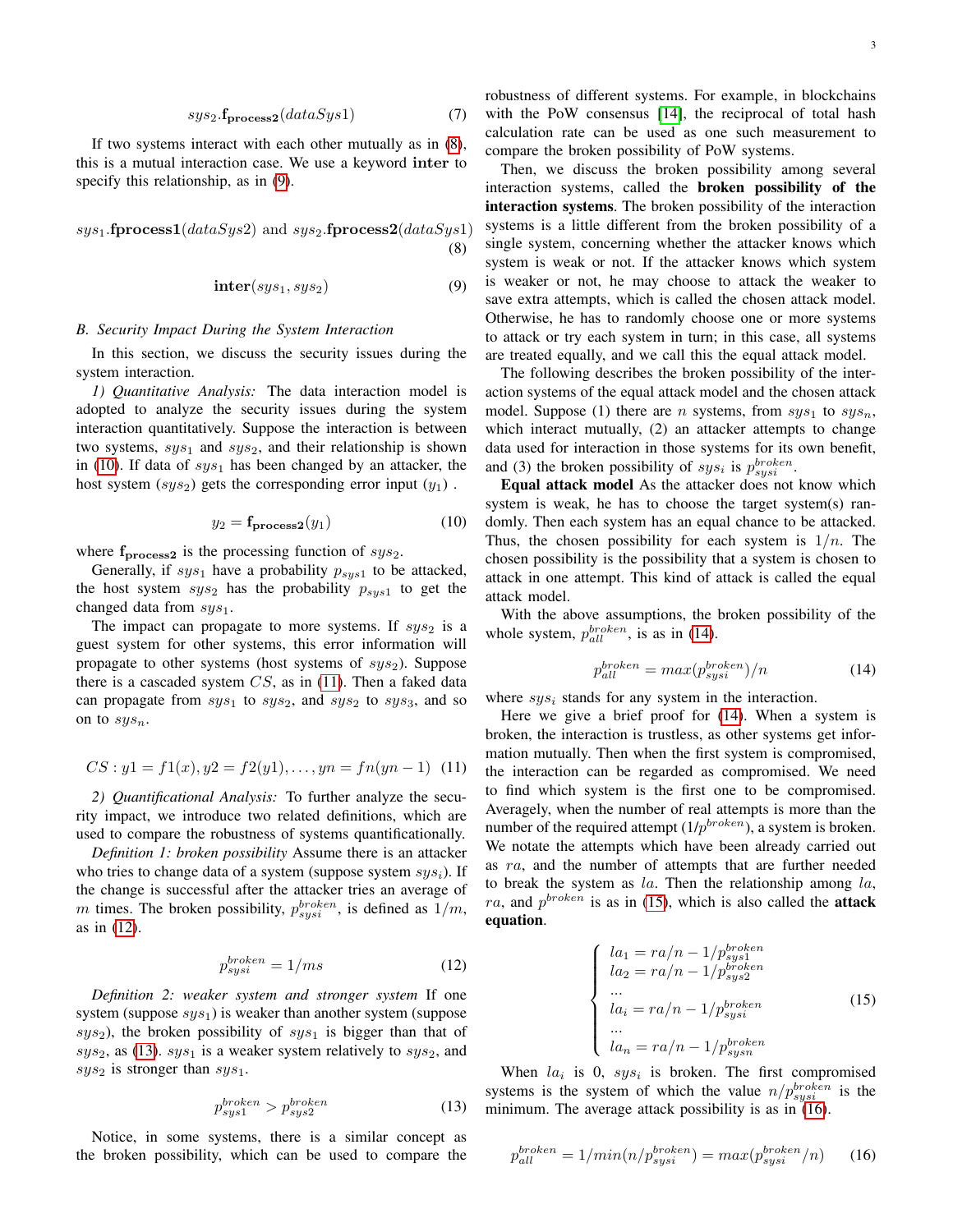$$sys_2.\mathbf{f_{process2}}(dataSys1) \tag{7}$$

If two systems interact with each other mutually as in (8), this is a mutual interaction case. We use a keyword **inter** to specify this relationship, as in (9).

$$sys_1.\mathbf{fprocess1}(dataSys2) \text{ and } sys_2.\mathbf{fprocess2}(dataSys1) \tag{8}$$

$$\mathbf{inter}(sys_1, sys_2) \tag{9}$$

### B. Security Impact During the System Interaction

In this section, we discuss the security issues during the system interaction.

*1) Quantitative Analysis:* The data interaction model is adopted to analyze the security issues during the system interaction quantitatively. Suppose the interaction is between two systems, $sys_1$ and $sys_2$, and their relationship is shown in (10). If data of $sys_1$ has been changed by an attacker, the host system ($sys_2$) gets the corresponding error input ($y_1$) .

$$y_2 = \mathbf{f_{process2}}(y_1) \tag{10}$$

where $\mathbf{f_{process2}}$ is the processing function of $sys_2$.

Generally, if $sys_1$ have a probability $p_{sys1}$ to be attacked, the host system $sys_2$ has the probability $p_{sys1}$ to get the changed data from $sys_1$.

The impact can propagate to more systems. If $sys_2$ is a guest system for other systems, this error information will propagate to other systems (host systems of $sys_2$). Suppose there is a cascaded system $CS$, as in (11). Then a faked data can propagate from $sys_1$ to $sys_2$, and $sys_2$ to $sys_3$, and so on to $sys_n$.

$$CS: y1 = f1(x), y2 = f2(y1), \ldots, yn = fn(yn-1) \tag{11}$$

*2) Quantificational Analysis:* To further analyze the security impact, we introduce two related definitions, which are used to compare the robustness of systems quantificationally.

*Definition 1: broken possibility* Assume there is an attacker who tries to change data of a system (suppose system $sys_i$). If the change is successful after the attacker tries an average of $m$ times. The broken possibility, $p^{broken}_{sysi}$, is defined as $1/m$, as in (12).

$$p^{broken}_{sysi} = 1/ms \tag{12}$$

*Definition 2: weaker system and stronger system* If one system (suppose $sys_1$) is weaker than another system (suppose $sys_2$), the broken possibility of $sys_1$ is bigger than that of $sys_2$, as (13). $sys_1$ is a weaker system relatively to $sys_2$, and $sys_2$ is stronger than $sys_1$.

$$p^{broken}_{sys1} > p^{broken}_{sys2} \tag{13}$$

Notice, in some systems, there is a similar concept as the broken possibility, which can be used to compare the robustness of different systems. For example, in blockchains with the PoW consensus [14], the reciprocal of total hash calculation rate can be used as one such measurement to compare the broken possibility of PoW systems.

Then, we discuss the broken possibility among several interaction systems, called the **broken possibility of the interaction systems**. The broken possibility of the interaction systems is a little different from the broken possibility of a single system, concerning whether the attacker knows which system is weak or not. If the attacker knows which system is weaker or not, he may choose to attack the weaker to save extra attempts, which is called the chosen attack model. Otherwise, he has to randomly choose one or more systems to attack or try each system in turn; in this case, all systems are treated equally, and we call this the equal attack model.

The following describes the broken possibility of the interaction systems of the equal attack model and the chosen attack model. Suppose (1) there are $n$ systems, from $sys_1$ to $sys_n$, which interact mutually, (2) an attacker attempts to change data used for interaction in those systems for its own benefit, and (3) the broken possibility of $sys_i$ is $p^{broken}_{sysi}$.

**Equal attack model** As the attacker does not know which system is weak, he has to choose the target system(s) randomly. Then each system has an equal chance to be attacked. Thus, the chosen possibility for each system is $1/n$. The chosen possibility is the possibility that a system is chosen to attack in one attempt. This kind of attack is called the equal attack model.

With the above assumptions, the broken possibility of the whole system, $p^{broken}_{all}$, is as in (14).

$$p^{broken}_{all} = max(p^{broken}_{sysi})/n \tag{14}$$

where $sys_i$ stands for any system in the interaction.

Here we give a brief proof for (14). When a system is broken, the interaction is trustless, as other systems get information mutually. Then when the first system is compromised, the interaction can be regarded as compromised. We need to find which system is the first one to be compromised. Averagely, when the number of real attempts is more than the number of the required attempt ($1/p^{broken}$), a system is broken. We notate the attempts which have been already carried out as $ra$, and the number of attempts that are further needed to break the system as $la$. Then the relationship among $la$, $ra$, and $p^{broken}$ is as in (15), which is also called the **attack equation**.

$$\begin{cases} la_1 = ra/n - 1/p^{broken}_{sys1} \\ la_2 = ra/n - 1/p^{broken}_{sys2} \\ \ldots \\ la_i = ra/n - 1/p^{broken}_{sysi} \\ \ldots \\ la_n = ra/n - 1/p^{broken}_{sysn} \end{cases} \tag{15}$$

When $la_i$ is 0, $sys_i$ is broken. The first compromised systems is the system of which the value $n/p^{broken}_{sysi}$ is the minimum. The average attack possibility is as in (16).

$$p^{broken}_{all} = 1/min(n/p^{broken}_{sysi}) = max(p^{broken}_{sysi}/n) \tag{16}$$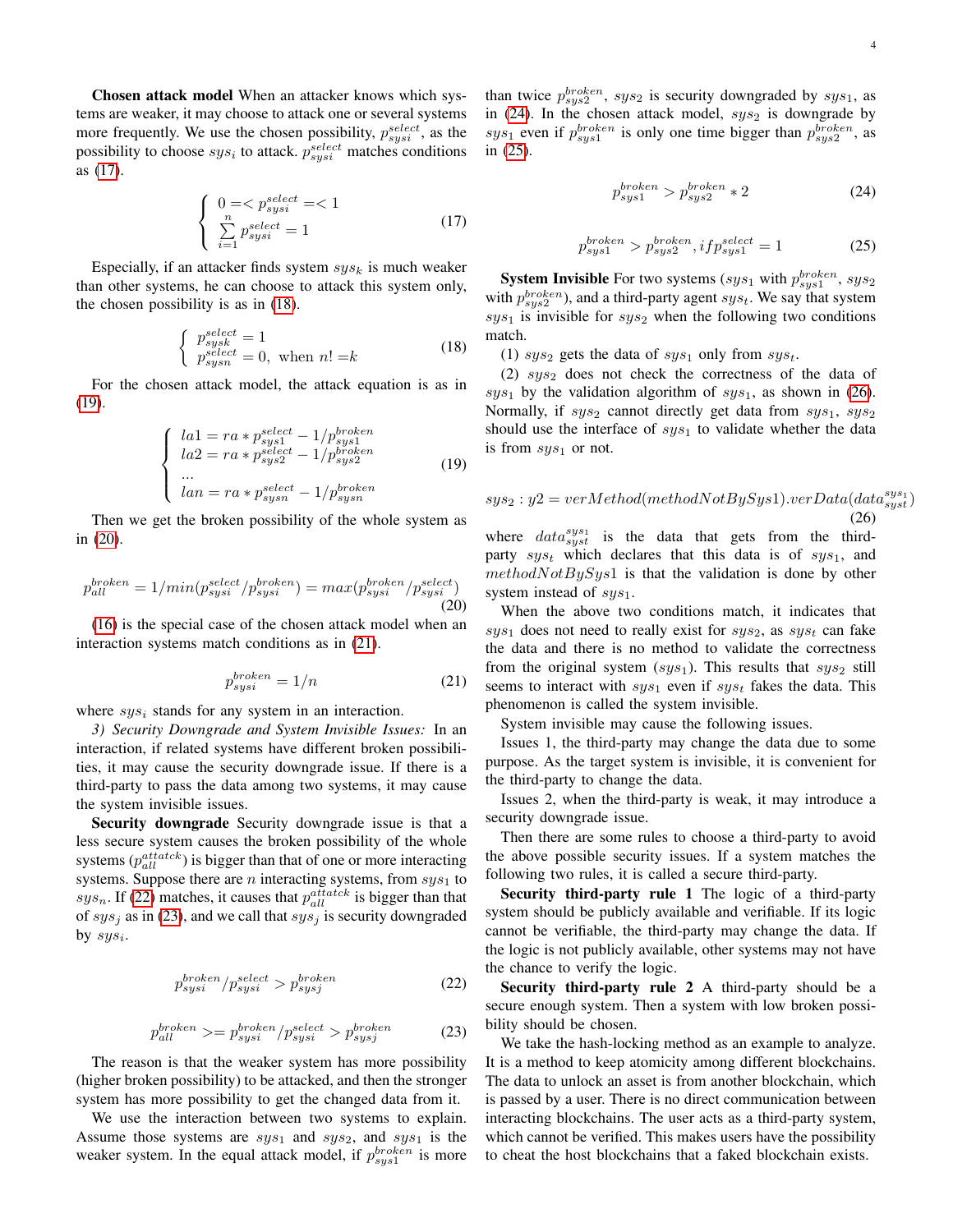**Chosen attack model** When an attacker knows which systems are weaker, it may choose to attack one or several systems more frequently. We use the chosen possibility, $p_{sysi}^{select}$, as the possibility to choose $sys_i$ to attack. $p_{sysi}^{select}$ matches conditions as (17).

$$\begin{cases} 0 =< p_{sysi}^{select} =< 1 \\ \sum_{i=1}^{n} p_{sysi}^{select} = 1 \end{cases} \tag{17}$$

Especially, if an attacker finds system $sys_k$ is much weaker than other systems, he can choose to attack this system only, the chosen possibility is as in (18).

$$\begin{cases} p_{sysk}^{select} = 1 \\ p_{sysn}^{select} = 0, \text{ when } n! = k \end{cases} \tag{18}$$

For the chosen attack model, the attack equation is as in (19).

$$\begin{cases} la1 = ra * p_{sys1}^{select} - 1/p_{sys1}^{broken} \\ la2 = ra * p_{sys2}^{select} - 1/p_{sys2}^{broken} \\ ... \\ lan = ra * p_{sysn}^{select} - 1/p_{sysn}^{broken} \end{cases} \tag{19}$$

Then we get the broken possibility of the whole system as in (20).

$$p_{all}^{broken} = 1/min(p_{sysi}^{select}/p_{sysi}^{broken}) = max(p_{sysi}^{broken}/p_{sysi}^{select}) \tag{20}$$

(16) is the special case of the chosen attack model when an interaction systems match conditions as in (21).

$$p_{sysi}^{broken} = 1/n \tag{21}$$

where $sys_i$ stands for any system in an interaction.

*3) Security Downgrade and System Invisible Issues:* In an interaction, if related systems have different broken possibilities, it may cause the security downgrade issue. If there is a third-party to pass the data among two systems, it may cause the system invisible issues.

**Security downgrade** Security downgrade issue is that a less secure system causes the broken possibility of the whole systems ($p_{all}^{attatck}$) is bigger than that of one or more interacting systems. Suppose there are $n$ interacting systems, from $sys_1$ to $sys_n$. If (22) matches, it causes that $p_{all}^{attatck}$ is bigger than that of $sys_j$ as in (23), and we call that $sys_j$ is security downgraded by $sys_i$.

$$p_{sysi}^{broken}/p_{sysi}^{select} > p_{sysj}^{broken} \tag{22}$$

$$p_{all}^{broken} >= p_{sysi}^{broken}/p_{sysi}^{select} > p_{sysj}^{broken} \tag{23}$$

The reason is that the weaker system has more possibility (higher broken possibility) to be attacked, and then the stronger system has more possibility to get the changed data from it.

We use the interaction between two systems to explain. Assume those systems are $sys_1$ and $sys_2$, and $sys_1$ is the weaker system. In the equal attack model, if $p_{sys1}^{broken}$ is more than twice $p_{sys2}^{broken}$, $sys_2$ is security downgraded by $sys_1$, as in (24). In the chosen attack model, $sys_2$ is downgrade by $sys_1$ even if $p_{sys1}^{broken}$ is only one time bigger than $p_{sys2}^{broken}$, as in (25).

$$p_{sys1}^{broken} > p_{sys2}^{broken} * 2 \tag{24}$$

$$p_{sys1}^{broken} > p_{sys2}^{broken}, if p_{sys1}^{select} = 1 \tag{25}$$

**System Invisible** For two systems ($sys_1$ with $p_{sys1}^{broken}$, $sys_2$ with $p_{sys2}^{broken}$), and a third-party agent $sys_t$. We say that system $sys_1$ is invisible for $sys_2$ when the following two conditions match.

(1) $sys_2$ gets the data of $sys_1$ only from $sys_t$.

(2) $sys_2$ does not check the correctness of the data of $sys_1$ by the validation algorithm of $sys_1$, as shown in (26). Normally, if $sys_2$ cannot directly get data from $sys_1$, $sys_2$ should use the interface of $sys_1$ to validate whether the data is from $sys_1$ or not.

$$sys_2 : y2 = verMethod(methodNotBySys1).verData(data_{syst}^{sys_1}) \tag{26}$$

where $data_{syst}^{sys_1}$ is the data that gets from the third-party $sys_t$ which declares that this data is of $sys_1$, and $methodNotBySys1$ is that the validation is done by other system instead of $sys_1$.

When the above two conditions match, it indicates that $sys_1$ does not need to really exist for $sys_2$, as $sys_t$ can fake the data and there is no method to validate the correctness from the original system ($sys_1$). This results that $sys_2$ still seems to interact with $sys_1$ even if $sys_t$ fakes the data. This phenomenon is called the system invisible.

System invisible may cause the following issues.

Issues 1, the third-party may change the data due to some purpose. As the target system is invisible, it is convenient for the third-party to change the data.

Issues 2, when the third-party is weak, it may introduce a security downgrade issue.

Then there are some rules to choose a third-party to avoid the above possible security issues. If a system matches the following two rules, it is called a secure third-party.

**Security third-party rule 1** The logic of a third-party system should be publicly available and verifiable. If its logic cannot be verifiable, the third-party may change the data. If the logic is not publicly available, other systems may not have the chance to verify the logic.

**Security third-party rule 2** A third-party should be a secure enough system. Then a system with low broken possibility should be chosen.

We take the hash-locking method as an example to analyze. It is a method to keep atomicity among different blockchains. The data to unlock an asset is from another blockchain, which is passed by a user. There is no direct communication between interacting blockchains. The user acts as a third-party system, which cannot be verified. This makes users have the possibility to cheat the host blockchains that a faked blockchain exists.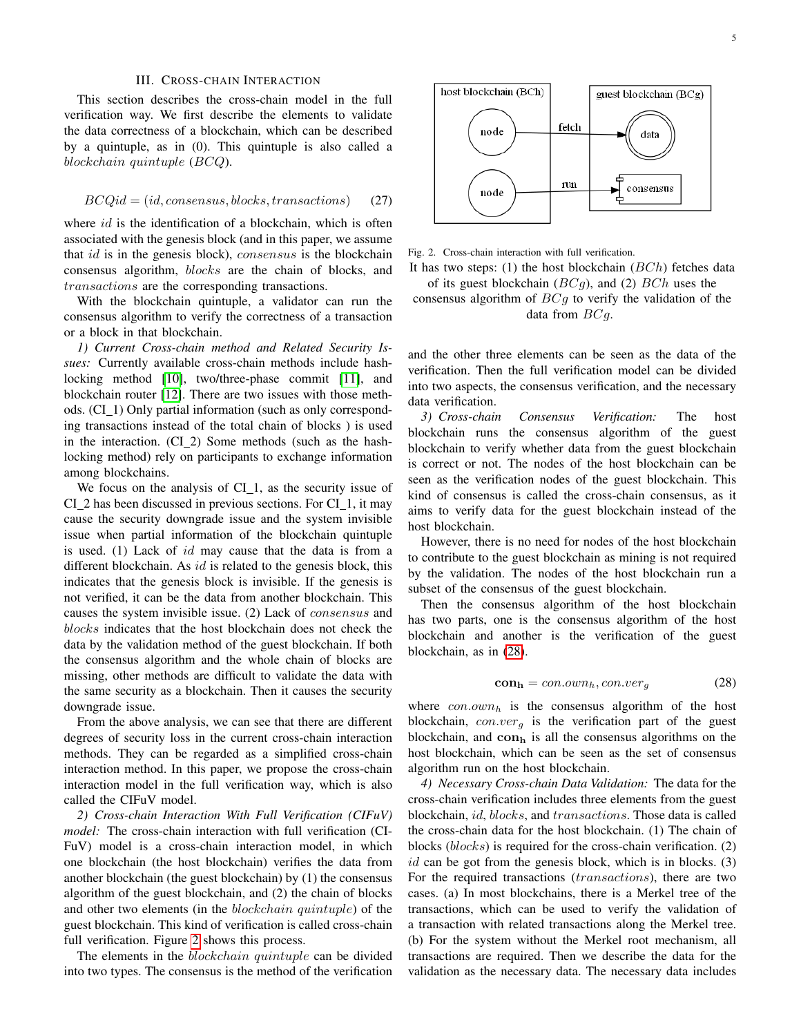## III. Cross-chain Interaction

This section describes the cross-chain model in the full verification way. We first describe the elements to validate the data correctness of a blockchain, which can be described by a quintuple, as in (0). This quintuple is also called a *blockchain quintuple* ($BCQ$).

$$BCQid = (id, consensus, blocks, transactions) \quad (27)$$

where $id$ is the identification of a blockchain, which is often associated with the genesis block (and in this paper, we assume that $id$ is in the genesis block), $consensus$ is the blockchain consensus algorithm, $blocks$ are the chain of blocks, and $transactions$ are the corresponding transactions.

With the blockchain quintuple, a validator can run the consensus algorithm to verify the correctness of a transaction or a block in that blockchain.

*1) Current Cross-chain method and Related Security Issues:* Currently available cross-chain methods include hash-locking method [10], two/three-phase commit [11], and blockchain router [12]. There are two issues with those methods. (CI_1) Only partial information (such as only corresponding transactions instead of the total chain of blocks ) is used in the interaction. (CI_2) Some methods (such as the hash-locking method) rely on participants to exchange information among blockchains.

We focus on the analysis of CI_1, as the security issue of CI_2 has been discussed in previous sections. For CI_1, it may cause the security downgrade issue and the system invisible issue when partial information of the blockchain quintuple is used. (1) Lack of $id$ may cause that the data is from a different blockchain. As $id$ is related to the genesis block, this indicates that the genesis block is invisible. If the genesis is not verified, it can be the data from another blockchain. This causes the system invisible issue. (2) Lack of $consensus$ and $blocks$ indicates that the host blockchain does not check the data by the validation method of the guest blockchain. If both the consensus algorithm and the whole chain of blocks are missing, other methods are difficult to validate the data with the same security as a blockchain. Then it causes the security downgrade issue.

From the above analysis, we can see that there are different degrees of security loss in the current cross-chain interaction methods. They can be regarded as a simplified cross-chain interaction method. In this paper, we propose the cross-chain interaction model in the full verification way, which is also called the CIFuV model.

*2) Cross-chain Interaction With Full Verification (CIFuV) model:* The cross-chain interaction with full verification (CIFuV) model is a cross-chain interaction model, in which one blockchain (the host blockchain) verifies the data from another blockchain (the guest blockchain) by (1) the consensus algorithm of the guest blockchain, and (2) the chain of blocks and other two elements (in the *blockchain quintuple*) of the guest blockchain. This kind of verification is called cross-chain full verification. Figure 2 shows this process.

The elements in the *blockchain quintuple* can be divided into two types. The consensus is the method of the verification and the other three elements can be seen as the data of the verification. Then the full verification model can be divided into two aspects, the consensus verification, and the necessary data verification.

Fig. 2. Cross-chain interaction with full verification.
It has two steps: (1) the host blockchain ($BCh$) fetches data of its guest blockchain ($BCg$), and (2) $BCh$ uses the consensus algorithm of $BCg$ to verify the validation of the data from $BCg$.

*3) Cross-chain Consensus Verification:* The host blockchain runs the consensus algorithm of the guest blockchain to verify whether data from the guest blockchain is correct or not. The nodes of the host blockchain can be seen as the verification nodes of the guest blockchain. This kind of consensus is called the cross-chain consensus, as it aims to verify data for the guest blockchain instead of the host blockchain.

However, there is no need for nodes of the host blockchain to contribute to the guest blockchain as mining is not required by the validation. The nodes of the host blockchain run a subset of the consensus of the guest blockchain.

Then the consensus algorithm of the host blockchain has two parts, one is the consensus algorithm of the host blockchain and another is the verification of the guest blockchain, as in (28).

$$\mathbf{con_h} = con.own_h, con.ver_g \quad (28)$$

where $con.own_h$ is the consensus algorithm of the host blockchain, $con.ver_g$ is the verification part of the guest blockchain, and $\mathbf{con_h}$ is all the consensus algorithms on the host blockchain, which can be seen as the set of consensus algorithm run on the host blockchain.

*4) Necessary Cross-chain Data Validation:* The data for the cross-chain verification includes three elements from the guest blockchain, $id$, $blocks$, and $transactions$. Those data is called the cross-chain data for the host blockchain. (1) The chain of blocks ($blocks$) is required for the cross-chain verification. (2) $id$ can be got from the genesis block, which is in blocks. (3) For the required transactions ($transactions$), there are two cases. (a) In most blockchains, there is a Merkel tree of the transactions, which can be used to verify the validation of a transaction with related transactions along the Merkel tree. (b) For the system without the Merkel root mechanism, all transactions are required. Then we describe the data for the validation as the necessary data. The necessary data includes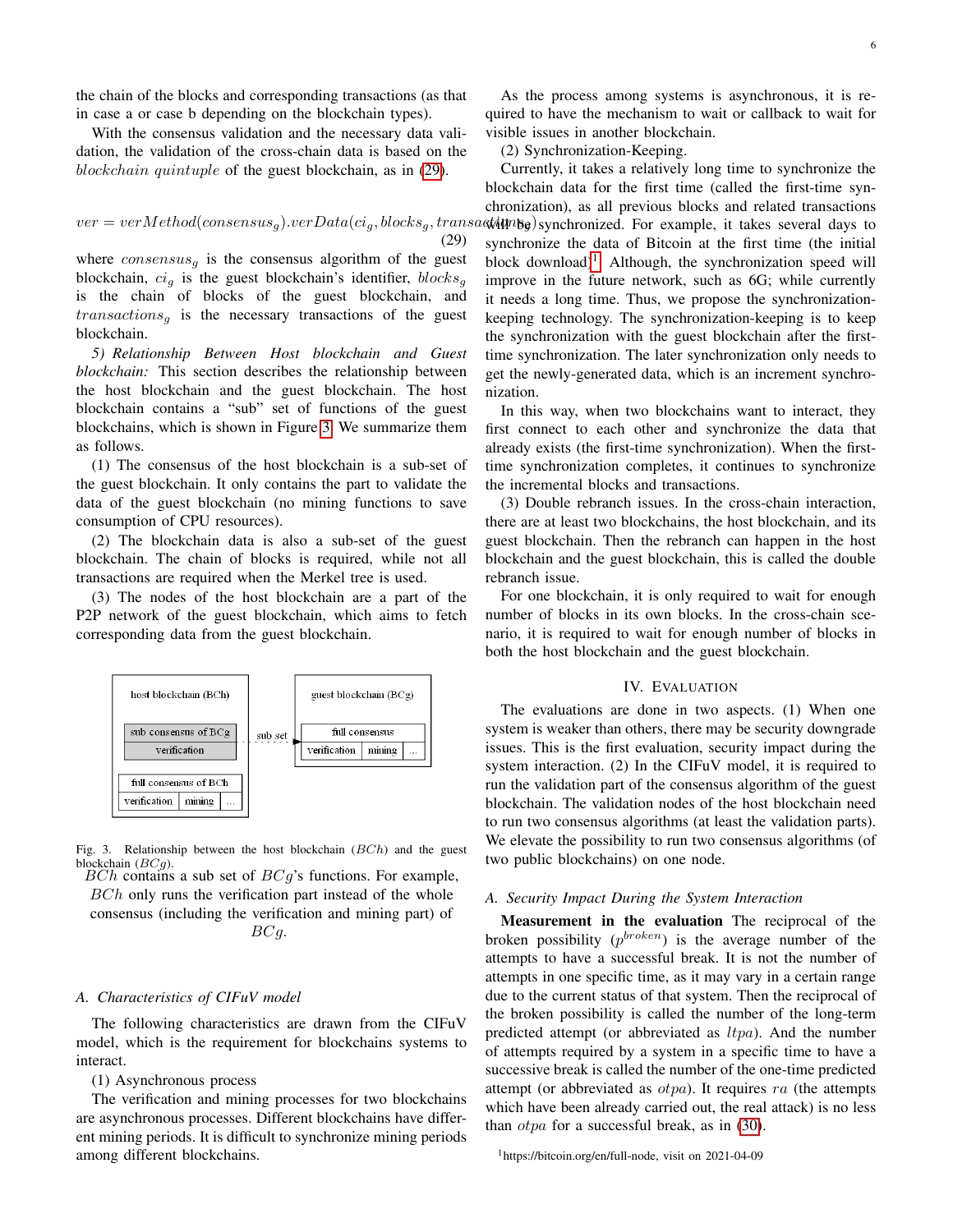the chain of the blocks and corresponding transactions (as that in case a or case b depending on the blockchain types).

With the consensus validation and the necessary data validation, the validation of the cross-chain data is based on the *blockchain quintuple* of the guest blockchain, as in (29).

$$ver = verMethod(consensus_g).verData(ci_g, blocks_g, transactions_g) \tag{29}$$

where $consensus_g$ is the consensus algorithm of the guest blockchain, $ci_g$ is the guest blockchain's identifier, $blocks_g$ is the chain of blocks of the guest blockchain, and $transactions_g$ is the necessary transactions of the guest blockchain.

*5) Relationship Between Host blockchain and Guest blockchain:* This section describes the relationship between the host blockchain and the guest blockchain. The host blockchain contains a "sub" set of functions of the guest blockchains, which is shown in Figure 3. We summarize them as follows.

(1) The consensus of the host blockchain is a sub-set of the guest blockchain. It only contains the part to validate the data of the guest blockchain (no mining functions to save consumption of CPU resources).

(2) The blockchain data is also a sub-set of the guest blockchain. The chain of blocks is required, while not all transactions are required when the Merkel tree is used.

(3) The nodes of the host blockchain are a part of the P2P network of the guest blockchain, which aims to fetch corresponding data from the guest blockchain.

Fig. 3. Relationship between the host blockchain ($BCh$) and the guest blockchain ($BCg$).
$BCh$ contains a sub set of $BCg$'s functions. For example, $BCh$ only runs the verification part instead of the whole consensus (including the verification and mining part) of $BCg$.

### A. Characteristics of CIFuV model

The following characteristics are drawn from the CIFuV model, which is the requirement for blockchains systems to interact.

(1) Asynchronous process

The verification and mining processes for two blockchains are asynchronous processes. Different blockchains have different mining periods. It is difficult to synchronize mining periods among different blockchains.

As the process among systems is asynchronous, it is required to have the mechanism to wait or callback to wait for visible issues in another blockchain.

(2) Synchronization-Keeping.

Currently, it takes a relatively long time to synchronize the blockchain data for the first time (called the first-time synchronization), as all previous blocks and related transactions will be synchronized. For example, it takes several days to synchronize the data of Bitcoin at the first time (the initial block download)[1]. Although, the synchronization speed will improve in the future network, such as 6G; while currently it needs a long time. Thus, we propose the synchronization-keeping technology. The synchronization-keeping is to keep the synchronization with the guest blockchain after the first-time synchronization. The later synchronization only needs to get the newly-generated data, which is an increment synchronization.

In this way, when two blockchains want to interact, they first connect to each other and synchronize the data that already exists (the first-time synchronization). When the first-time synchronization completes, it continues to synchronize the incremental blocks and transactions.

(3) Double rebranch issues. In the cross-chain interaction, there are at least two blockchains, the host blockchain, and its guest blockchain. Then the rebranch can happen in the host blockchain and the guest blockchain, this is called the double rebranch issue.

For one blockchain, it is only required to wait for enough number of blocks in its own blocks. In the cross-chain scenario, it is required to wait for enough number of blocks in both the host blockchain and the guest blockchain.

## IV. Evaluation

The evaluations are done in two aspects. (1) When one system is weaker than others, there may be security downgrade issues. This is the first evaluation, security impact during the system interaction. (2) In the CIFuV model, it is required to run the validation part of the consensus algorithm of the guest blockchain. The validation nodes of the host blockchain need to run two consensus algorithms (at least the validation parts). We elevate the possibility to run two consensus algorithms (of two public blockchains) on one node.

### A. Security Impact During the System Interaction

**Measurement in the evaluation** The reciprocal of the broken possibility ($p^{broken}$) is the average number of the attempts to have a successful break. It is not the number of attempts in one specific time, as it may vary in a certain range due to the current status of that system. Then the reciprocal of the broken possibility is called the number of the long-term predicted attempt (or abbreviated as $ltpa$). And the number of attempts required by a system in a specific time to have a successive break is called the number of the one-time predicted attempt (or abbreviated as $otpa$). It requires $ra$ (the attempts which have been already carried out, the real attack) is no less than $otpa$ for a successful break, as in (30).

[1] https://bitcoin.org/en/full-node, visit on 2021-04-09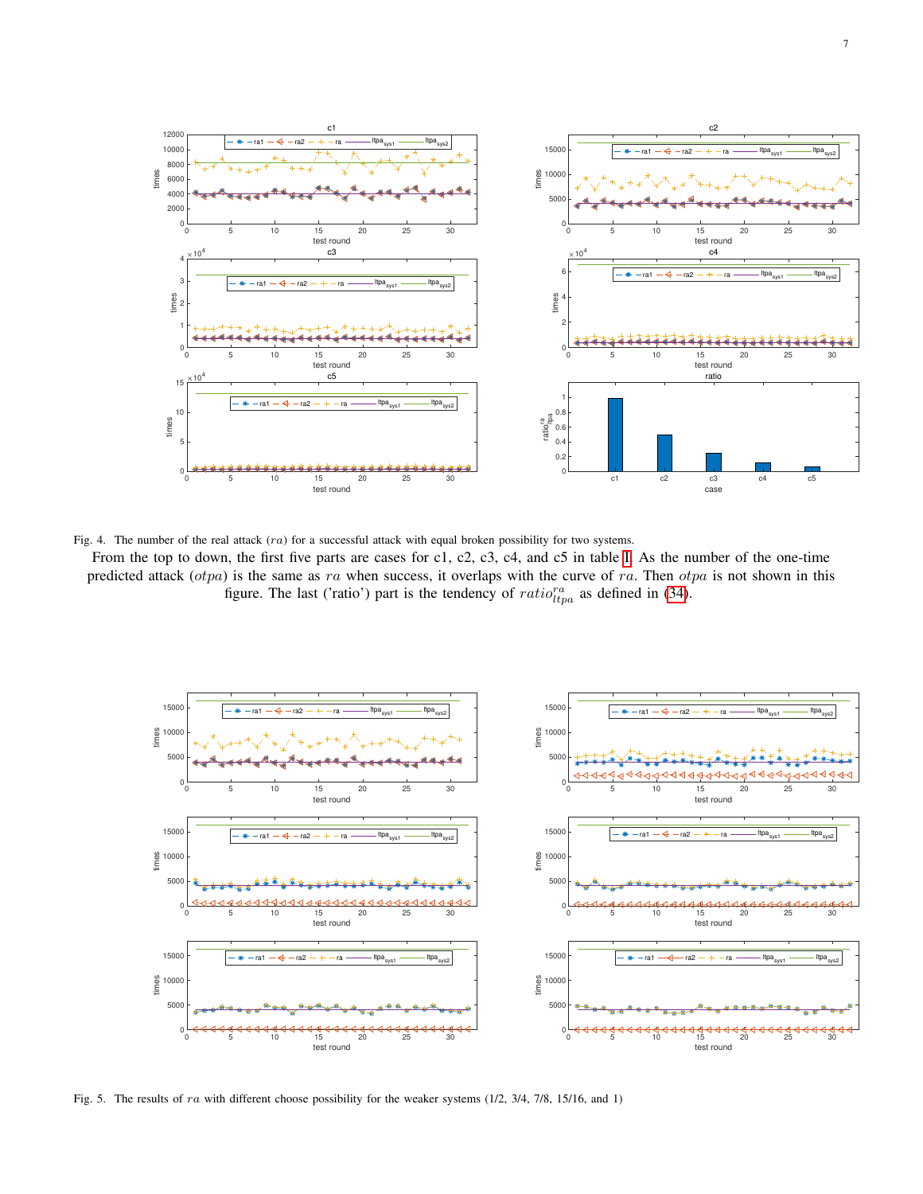Fig. 4. The number of the real attack ($ra$) for a successful attack with equal broken possibility for two systems.

From the top to down, the first five parts are cases for c1, c2, c3, c4, and c5 in table I. As the number of the one-time predicted attack ($otpa$) is the same as $ra$ when success, it overlaps with the curve of $ra$. Then $otpa$ is not shown in this figure. The last ('ratio') part is the tendency of $ratio^{ra}_{ltpa}$ as defined in (34).

Fig. 5. The results of $ra$ with different choose possibility for the weaker systems (1/2, 3/4, 7/8, 15/16, and 1)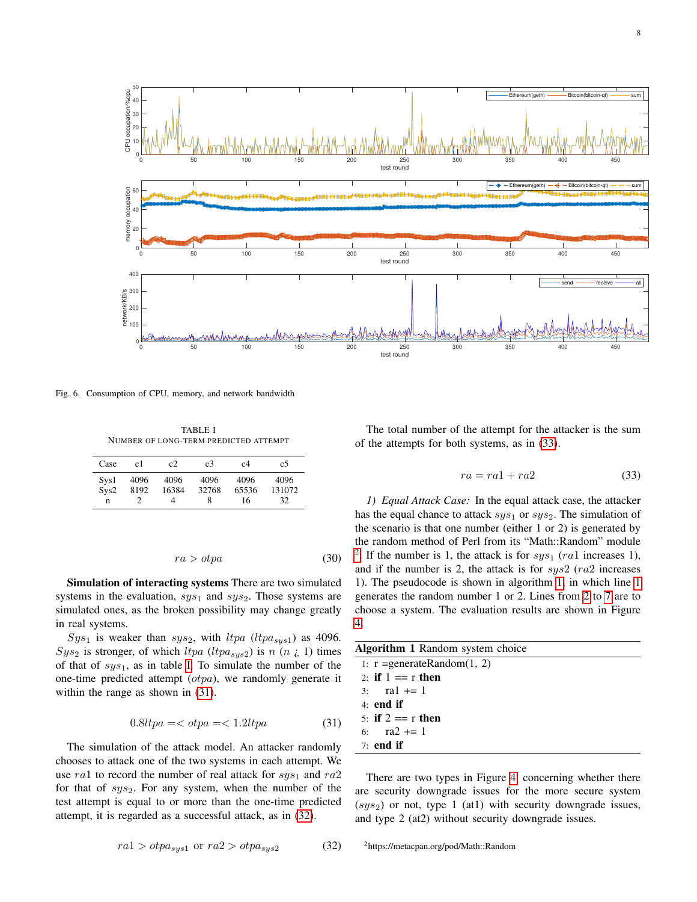Fig. 6. Consumption of CPU, memory, and network bandwidth

TABLE I
NUMBER OF LONG-TERM PREDICTED ATTEMPT

| Case | c1 | c2 | c3 | c4 | c5 |
|---|---|---|---|---|---|
| Sys1 | 4096 | 4096 | 4096 | 4096 | 4096 |
| Sys2 | 8192 | 16384 | 32768 | 65536 | 131072 |
| n | 2 | 4 | 8 | 16 | 32 |

$$ra > otpa \tag{30}$$

**Simulation of interacting systems** There are two simulated systems in the evaluation, $sys_1$ and $sys_2$. Those systems are simulated ones, as the broken possibility may change greatly in real systems.

$Sys_1$ is weaker than $sys_2$, with $ltpa$ ($ltpa_{sys1}$) as 4096. $Sys_2$ is stronger, of which $ltpa$ ($ltpa_{sys2}$) is $n$ ($n$ ¿ 1) times of that of $sys_1$, as in table I. To simulate the number of the one-time predicted attempt ($otpa$), we randomly generate it within the range as shown in (31).

$$0.8ltpa =< otpa =< 1.2ltpa \tag{31}$$

The simulation of the attack model. An attacker randomly chooses to attack one of the two systems in each attempt. We use $ra1$ to record the number of real attack for $sys_1$ and $ra2$ for that of $sys_2$. For any system, when the number of the test attempt is equal to or more than the one-time predicted attempt, it is regarded as a successful attack, as in (32).

$$ra1 > otpa_{sys1} \text{ or } ra2 > otpa_{sys2} \tag{32}$$

The total number of the attempt for the attacker is the sum of the attempts for both systems, as in (33).

$$ra = ra1 + ra2 \tag{33}$$

*1) Equal Attack Case:* In the equal attack case, the attacker has the equal chance to attack $sys_1$ or $sys_2$. The simulation of the scenario is that one number (either 1 or 2) is generated by the random method of Perl from its "Math::Random" module [2]. If the number is 1, the attack is for $sys_1$ ($ra1$ increases 1), and if the number is 2, the attack is for $sys2$ ($ra2$ increases 1). The pseudocode is shown in algorithm 1, in which line 1 generates the random number 1 or 2. Lines from 2 to 7 are to choose a system. The evaluation results are shown in Figure 4.

**Algorithm 1** Random system choice

```
1: r =generateRandom(1, 2)
2: if 1 == r then
3:     ra1 += 1
4: end if
5: if 2 == r then
6:     ra2 += 1
7: end if
```

There are two types in Figure 4, concerning whether there are security downgrade issues for the more secure system ($sys_2$) or not, type 1 (at1) with security downgrade issues, and type 2 (at2) without security downgrade issues.

[2]https://metacpan.org/pod/Math::Random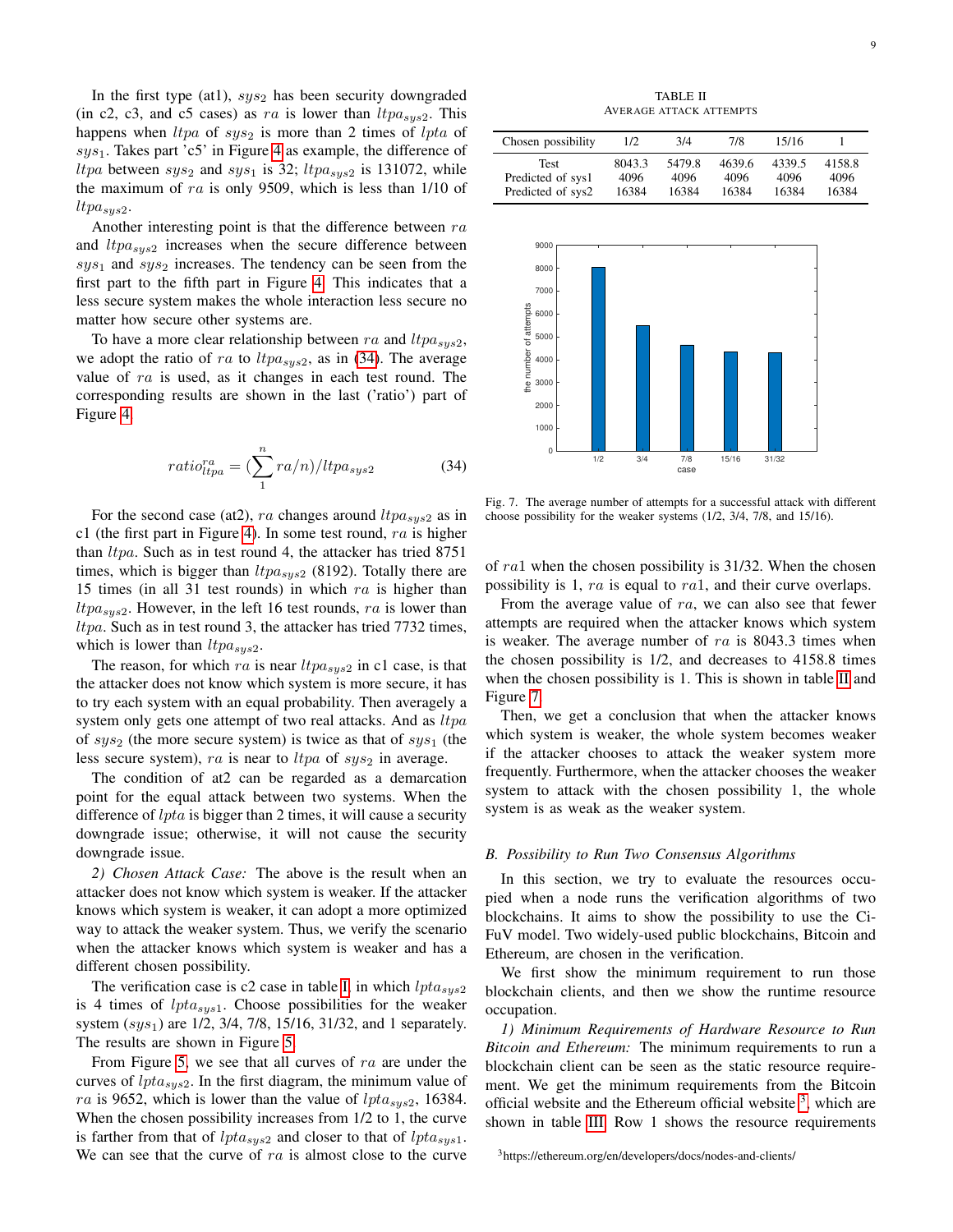In the first type (at1), $sys_2$ has been security downgraded (in c2, c3, and c5 cases) as $ra$ is lower than $ltpa_{sys2}$. This happens when $ltpa$ of $sys_2$ is more than 2 times of $lpta$ of $sys_1$. Takes part 'c5' in Figure 4 as example, the difference of $ltpa$ between $sys_2$ and $sys_1$ is 32; $ltpa_{sys2}$ is 131072, while the maximum of $ra$ is only 9509, which is less than 1/10 of $ltpa_{sys2}$.

Another interesting point is that the difference between $ra$ and $ltpa_{sys2}$ increases when the secure difference between $sys_1$ and $sys_2$ increases. The tendency can be seen from the first part to the fifth part in Figure 4. This indicates that a less secure system makes the whole interaction less secure no matter how secure other systems are.

To have a more clear relationship between $ra$ and $ltpa_{sys2}$, we adopt the ratio of $ra$ to $ltpa_{sys2}$, as in (34). The average value of $ra$ is used, as it changes in each test round. The corresponding results are shown in the last ('ratio') part of Figure 4.

$$ratio_{ltpa}^{ra} = (\sum_{1}^{n} ra/n)/ltpa_{sys2} \tag{34}$$

For the second case (at2), $ra$ changes around $ltpa_{sys2}$ as in c1 (the first part in Figure 4). In some test round, $ra$ is higher than $ltpa$. Such as in test round 4, the attacker has tried 8751 times, which is bigger than $ltpa_{sys2}$ (8192). Totally there are 15 times (in all 31 test rounds) in which $ra$ is higher than $ltpa_{sys2}$. However, in the left 16 test rounds, $ra$ is lower than $ltpa$. Such as in test round 3, the attacker has tried 7732 times, which is lower than $ltpa_{sys2}$.

The reason, for which $ra$ is near $ltpa_{sys2}$ in c1 case, is that the attacker does not know which system is more secure, it has to try each system with an equal probability. Then averagely a system only gets one attempt of two real attacks. And as $ltpa$ of $sys_2$ (the more secure system) is twice as that of $sys_1$ (the less secure system), $ra$ is near to $ltpa$ of $sys_2$ in average.

The condition of at2 can be regarded as a demarcation point for the equal attack between two systems. When the difference of $lpta$ is bigger than 2 times, it will cause a security downgrade issue; otherwise, it will not cause the security downgrade issue.

*2) Chosen Attack Case:* The above is the result when an attacker does not know which system is weaker. If the attacker knows which system is weaker, it can adopt a more optimized way to attack the weaker system. Thus, we verify the scenario when the attacker knows which system is weaker and has a different chosen possibility.

The verification case is c2 case in table I, in which $lpta_{sys2}$ is 4 times of $lpta_{sys1}$. Choose possibilities for the weaker system ($sys_1$) are 1/2, 3/4, 7/8, 15/16, 31/32, and 1 separately. The results are shown in Figure 5.

From Figure 5, we see that all curves of $ra$ are under the curves of $lpta_{sys2}$. In the first diagram, the minimum value of $ra$ is 9652, which is lower than the value of $lpta_{sys2}$, 16384. When the chosen possibility increases from 1/2 to 1, the curve is farther from that of $lpta_{sys2}$ and closer to that of $lpta_{sys1}$. We can see that the curve of $ra$ is almost close to the curve of $ra1$ when the chosen possibility is 31/32. When the chosen possibility is 1, $ra$ is equal to $ra1$, and their curve overlaps.

TABLE II
AVERAGE ATTACK ATTEMPTS

| Chosen possibility | 1/2 | 3/4 | 7/8 | 15/16 | 1 |
|---|---|---|---|---|---|
| Test | 8043.3 | 5479.8 | 4639.6 | 4339.5 | 4158.8 |
| Predicted of sys1 | 4096 | 4096 | 4096 | 4096 | 4096 |
| Predicted of sys2 | 16384 | 16384 | 16384 | 16384 | 16384 |

Fig. 7. The average number of attempts for a successful attack with different choose possibility for the weaker systems (1/2, 3/4, 7/8, and 15/16).

From the average value of $ra$, we can also see that fewer attempts are required when the attacker knows which system is weaker. The average number of $ra$ is 8043.3 times when the chosen possibility is 1/2, and decreases to 4158.8 times when the chosen possibility is 1. This is shown in table II and Figure 7.

Then, we get a conclusion that when the attacker knows which system is weaker, the whole system becomes weaker if the attacker chooses to attack the weaker system more frequently. Furthermore, when the attacker chooses the weaker system to attack with the chosen possibility 1, the whole system is as weak as the weaker system.

### B. Possibility to Run Two Consensus Algorithms

In this section, we try to evaluate the resources occupied when a node runs the verification algorithms of two blockchains. It aims to show the possibility to use the Ci-FuV model. Two widely-used public blockchains, Bitcoin and Ethereum, are chosen in the verification.

We first show the minimum requirement to run those blockchain clients, and then we show the runtime resource occupation.

*1) Minimum Requirements of Hardware Resource to Run Bitcoin and Ethereum:* The minimum requirements to run a blockchain client can be seen as the static resource requirement. We get the minimum requirements from the Bitcoin official website and the Ethereum official website [3], which are shown in table III. Row 1 shows the resource requirements

[3] https://ethereum.org/en/developers/docs/nodes-and-clients/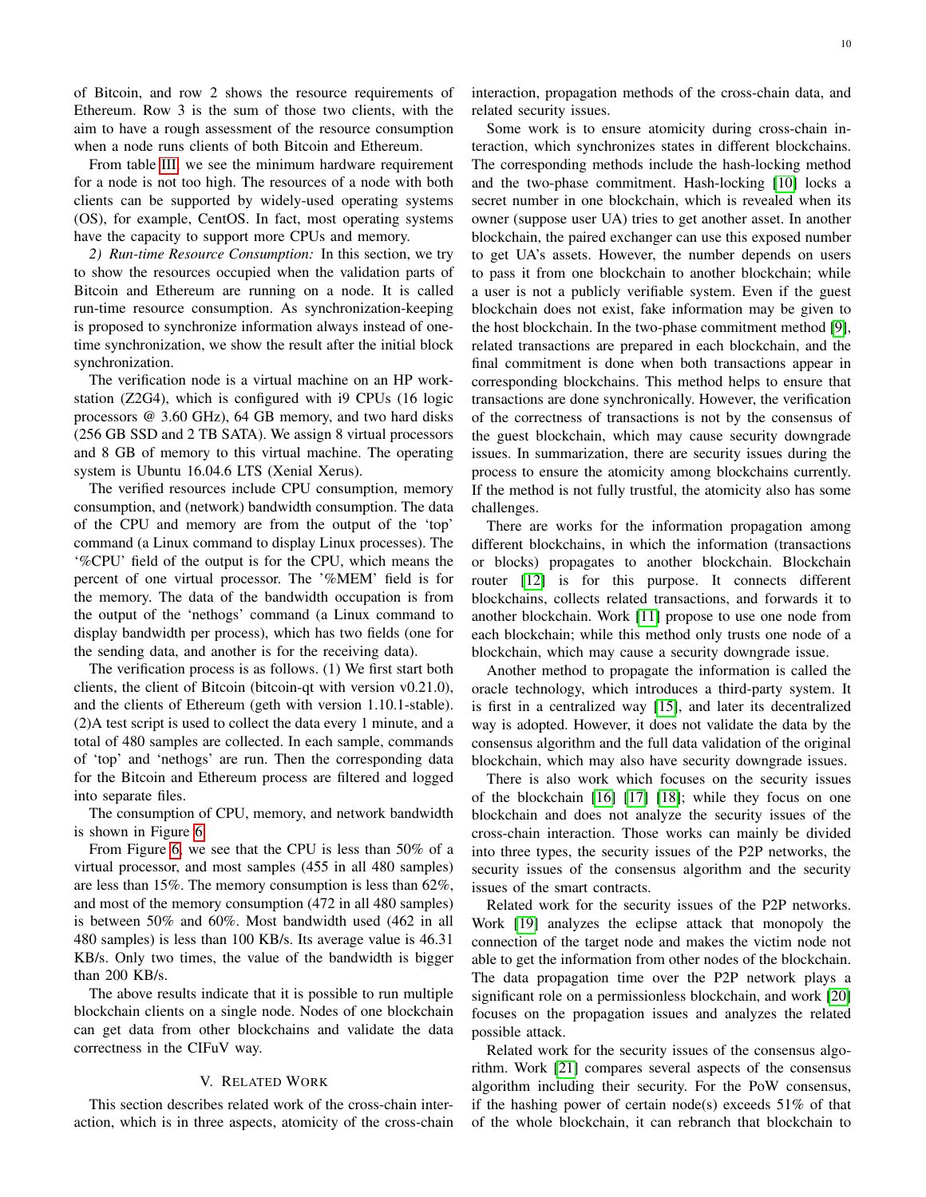of Bitcoin, and row 2 shows the resource requirements of Ethereum. Row 3 is the sum of those two clients, with the aim to have a rough assessment of the resource consumption when a node runs clients of both Bitcoin and Ethereum.

From table III, we see the minimum hardware requirement for a node is not too high. The resources of a node with both clients can be supported by widely-used operating systems (OS), for example, CentOS. In fact, most operating systems have the capacity to support more CPUs and memory.

*2) Run-time Resource Consumption:* In this section, we try to show the resources occupied when the validation parts of Bitcoin and Ethereum are running on a node. It is called run-time resource consumption. As synchronization-keeping is proposed to synchronize information always instead of one-time synchronization, we show the result after the initial block synchronization.

The verification node is a virtual machine on an HP workstation (Z2G4), which is configured with i9 CPUs (16 logic processors @ 3.60 GHz), 64 GB memory, and two hard disks (256 GB SSD and 2 TB SATA). We assign 8 virtual processors and 8 GB of memory to this virtual machine. The operating system is Ubuntu 16.04.6 LTS (Xenial Xerus).

The verified resources include CPU consumption, memory consumption, and (network) bandwidth consumption. The data of the CPU and memory are from the output of the 'top' command (a Linux command to display Linux processes). The '%CPU' field of the output is for the CPU, which means the percent of one virtual processor. The '%MEM' field is for the memory. The data of the bandwidth occupation is from the output of the 'nethogs' command (a Linux command to display bandwidth per process), which has two fields (one for the sending data, and another is for the receiving data).

The verification process is as follows. (1) We first start both clients, the client of Bitcoin (bitcoin-qt with version v0.21.0), and the clients of Ethereum (geth with version 1.10.1-stable). (2)A test script is used to collect the data every 1 minute, and a total of 480 samples are collected. In each sample, commands of 'top' and 'nethogs' are run. Then the corresponding data for the Bitcoin and Ethereum process are filtered and logged into separate files.

The consumption of CPU, memory, and network bandwidth is shown in Figure 6.

From Figure 6, we see that the CPU is less than 50% of a virtual processor, and most samples (455 in all 480 samples) are less than 15%. The memory consumption is less than 62%, and most of the memory consumption (472 in all 480 samples) is between 50% and 60%. Most bandwidth used (462 in all 480 samples) is less than 100 KB/s. Its average value is 46.31 KB/s. Only two times, the value of the bandwidth is bigger than 200 KB/s.

The above results indicate that it is possible to run multiple blockchain clients on a single node. Nodes of one blockchain can get data from other blockchains and validate the data correctness in the CIFuV way.

## V. Related Work

This section describes related work of the cross-chain interaction, which is in three aspects, atomicity of the cross-chain interaction, propagation methods of the cross-chain data, and related security issues.

Some work is to ensure atomicity during cross-chain interaction, which synchronizes states in different blockchains. The corresponding methods include the hash-locking method and the two-phase commitment. Hash-locking [10] locks a secret number in one blockchain, which is revealed when its owner (suppose user UA) tries to get another asset. In another blockchain, the paired exchanger can use this exposed number to get UA's assets. However, the number depends on users to pass it from one blockchain to another blockchain; while a user is not a publicly verifiable system. Even if the guest blockchain does not exist, fake information may be given to the host blockchain. In the two-phase commitment method [9], related transactions are prepared in each blockchain, and the final commitment is done when both transactions appear in corresponding blockchains. This method helps to ensure that transactions are done synchronically. However, the verification of the correctness of transactions is not by the consensus of the guest blockchain, which may cause security downgrade issues. In summarization, there are security issues during the process to ensure the atomicity among blockchains currently. If the method is not fully trustful, the atomicity also has some challenges.

There are works for the information propagation among different blockchains, in which the information (transactions or blocks) propagates to another blockchain. Blockchain router [12] is for this purpose. It connects different blockchains, collects related transactions, and forwards it to another blockchain. Work [11] propose to use one node from each blockchain; while this method only trusts one node of a blockchain, which may cause a security downgrade issue.

Another method to propagate the information is called the oracle technology, which introduces a third-party system. It is first in a centralized way [15], and later its decentralized way is adopted. However, it does not validate the data by the consensus algorithm and the full data validation of the original blockchain, which may also have security downgrade issues.

There is also work which focuses on the security issues of the blockchain [16] [17] [18]; while they focus on one blockchain and does not analyze the security issues of the cross-chain interaction. Those works can mainly be divided into three types, the security issues of the P2P networks, the security issues of the consensus algorithm and the security issues of the smart contracts.

Related work for the security issues of the P2P networks. Work [19] analyzes the eclipse attack that monopoly the connection of the target node and makes the victim node not able to get the information from other nodes of the blockchain. The data propagation time over the P2P network plays a significant role on a permissionless blockchain, and work [20] focuses on the propagation issues and analyzes the related possible attack.

Related work for the security issues of the consensus algorithm. Work [21] compares several aspects of the consensus algorithm including their security. For the PoW consensus, if the hashing power of certain node(s) exceeds 51% of that of the whole blockchain, it can rebranch that blockchain to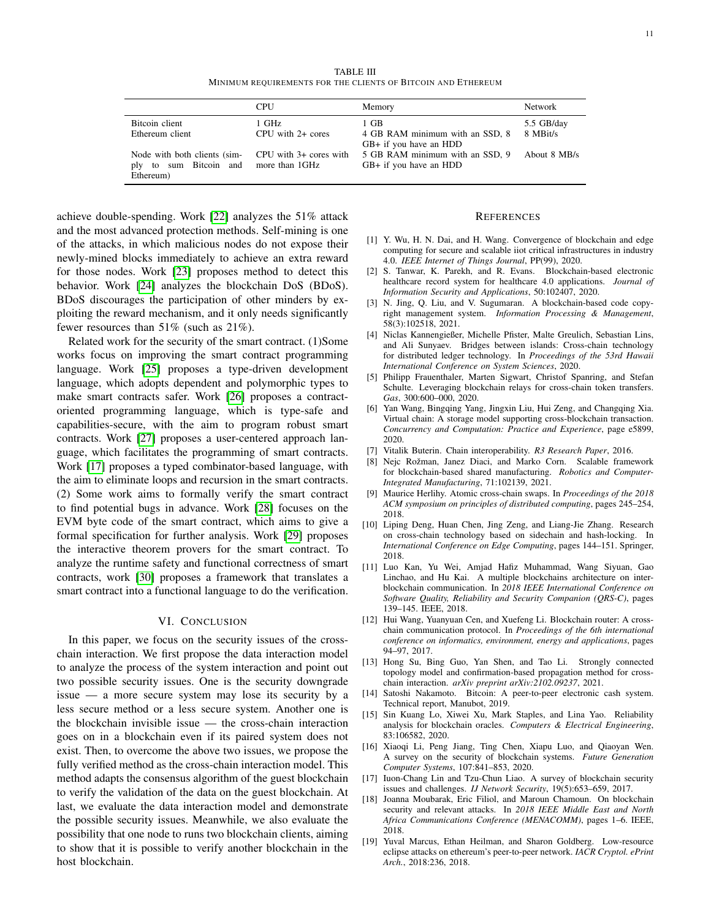TABLE III
MINIMUM REQUIREMENTS FOR THE CLIENTS OF BITCOIN AND ETHEREUM

| | CPU | Memory | Network |
|---|---|---|---|
| Bitcoin client | 1 GHz | 1 GB | 5.5 GB/day |
| Ethereum client | CPU with 2+ cores | 4 GB RAM minimum with an SSD, 8 GB+ if you have an HDD | 8 MBit/s |
| Node with both clients (simply to sum Bitcoin and Ethereum) | CPU with 3+ cores with more than 1GHz | 5 GB RAM minimum with an SSD, 9 GB+ if you have an HDD | About 8 MB/s |

achieve double-spending. Work [22] analyzes the 51% attack and the most advanced protection methods. Self-mining is one of the attacks, in which malicious nodes do not expose their newly-mined blocks immediately to achieve an extra reward for those nodes. Work [23] proposes method to detect this behavior. Work [24] analyzes the blockchain DoS (BDoS). BDoS discourages the participation of other minders by exploiting the reward mechanism, and it only needs significantly fewer resources than 51% (such as 21%).

Related work for the security of the smart contract. (1)Some works focus on improving the smart contract programming language. Work [25] proposes a type-driven development language, which adopts dependent and polymorphic types to make smart contracts safer. Work [26] proposes a contract-oriented programming language, which is type-safe and capabilities-secure, with the aim to program robust smart contracts. Work [27] proposes a user-centered approach language, which facilitates the programming of smart contracts. Work [17] proposes a typed combinator-based language, with the aim to eliminate loops and recursion in the smart contracts. (2) Some work aims to formally verify the smart contract to find potential bugs in advance. Work [28] focuses on the EVM byte code of the smart contract, which aims to give a formal specification for further analysis. Work [29] proposes the interactive theorem provers for the smart contract. To analyze the runtime safety and functional correctness of smart contracts, work [30] proposes a framework that translates a smart contract into a functional language to do the verification.

## VI. CONCLUSION

In this paper, we focus on the security issues of the cross-chain interaction. We first propose the data interaction model to analyze the process of the system interaction and point out two possible security issues. One is the security downgrade issue — a more secure system may lose its security by a less secure method or a less secure system. Another one is the blockchain invisible issue — the cross-chain interaction goes on in a blockchain even if its paired system does not exist. Then, to overcome the above two issues, we propose the fully verified method as the cross-chain interaction model. This method adapts the consensus algorithm of the guest blockchain to verify the validation of the data on the guest blockchain. At last, we evaluate the data interaction model and demonstrate the possible security issues. Meanwhile, we also evaluate the possibility that one node to runs two blockchain clients, aiming to show that it is possible to verify another blockchain in the host blockchain.

## REFERENCES

[1] Y. Wu, H. N. Dai, and H. Wang. Convergence of blockchain and edge computing for secure and scalable iiot critical infrastructures in industry 4.0. *IEEE Internet of Things Journal*, PP(99), 2020.

[2] S. Tanwar, K. Parekh, and R. Evans. Blockchain-based electronic healthcare record system for healthcare 4.0 applications. *Journal of Information Security and Applications*, 50:102407, 2020.

[3] N. Jing, Q. Liu, and V. Sugumaran. A blockchain-based code copyright management system. *Information Processing & Management*, 58(3):102518, 2021.

[4] Niclas Kannengießer, Michelle Pfister, Malte Greulich, Sebastian Lins, and Ali Sunyaev. Bridges between islands: Cross-chain technology for distributed ledger technology. In *Proceedings of the 53rd Hawaii International Conference on System Sciences*, 2020.

[5] Philipp Frauenthaler, Marten Sigwart, Christof Spanring, and Stefan Schulte. Leveraging blockchain relays for cross-chain token transfers. *Gas*, 300:600–000, 2020.

[6] Yan Wang, Bingqing Yang, Jingxin Liu, Hui Zeng, and Changqing Xia. Virtual chain: A storage model supporting cross-blockchain transaction. *Concurrency and Computation: Practice and Experience*, page e5899, 2020.

[7] Vitalik Buterin. Chain interoperability. *R3 Research Paper*, 2016.

[8] Nejc Rožman, Janez Diaci, and Marko Corn. Scalable framework for blockchain-based shared manufacturing. *Robotics and Computer-Integrated Manufacturing*, 71:102139, 2021.

[9] Maurice Herlihy. Atomic cross-chain swaps. In *Proceedings of the 2018 ACM symposium on principles of distributed computing*, pages 245–254, 2018.

[10] Liping Deng, Huan Chen, Jing Zeng, and Liang-Jie Zhang. Research on cross-chain technology based on sidechain and hash-locking. In *International Conference on Edge Computing*, pages 144–151. Springer, 2018.

[11] Luo Kan, Yu Wei, Amjad Hafiz Muhammad, Wang Siyuan, Gao Linchao, and Hu Kai. A multiple blockchains architecture on inter-blockchain communication. In *2018 IEEE International Conference on Software Quality, Reliability and Security Companion (QRS-C)*, pages 139–145. IEEE, 2018.

[12] Hui Wang, Yuanyuan Cen, and Xuefeng Li. Blockchain router: A cross-chain communication protocol. In *Proceedings of the 6th international conference on informatics, environment, energy and applications*, pages 94–97, 2017.

[13] Hong Su, Bing Guo, Yan Shen, and Tao Li. Strongly connected topology model and confirmation-based propagation method for cross-chain interaction. *arXiv preprint arXiv:2102.09237*, 2021.

[14] Satoshi Nakamoto. Bitcoin: A peer-to-peer electronic cash system. Technical report, Manubot, 2019.

[15] Sin Kuang Lo, Xiwei Xu, Mark Staples, and Lina Yao. Reliability analysis for blockchain oracles. *Computers & Electrical Engineering*, 83:106582, 2020.

[16] Xiaoqi Li, Peng Jiang, Ting Chen, Xiapu Luo, and Qiaoyan Wen. A survey on the security of blockchain systems. *Future Generation Computer Systems*, 107:841–853, 2020.

[17] Iuon-Chang Lin and Tzu-Chun Liao. A survey of blockchain security issues and challenges. *IJ Network Security*, 19(5):653–659, 2017.

[18] Joanna Moubarak, Eric Filiol, and Maroun Chamoun. On blockchain security and relevant attacks. In *2018 IEEE Middle East and North Africa Communications Conference (MENACOMM)*, pages 1–6. IEEE, 2018.

[19] Yuval Marcus, Ethan Heilman, and Sharon Goldberg. Low-resource eclipse attacks on ethereum's peer-to-peer network. *IACR Cryptol. ePrint Arch.*, 2018:236, 2018.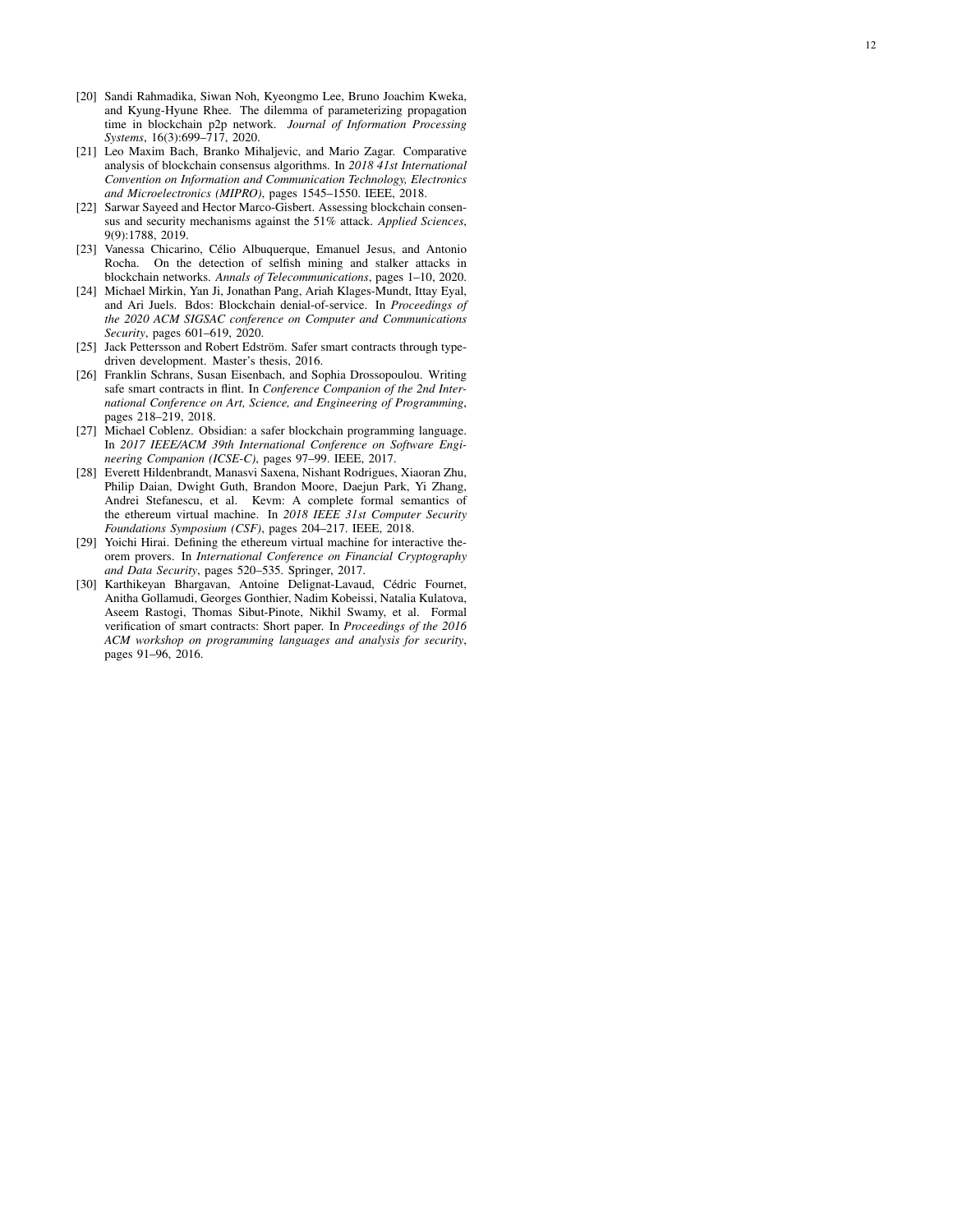[20] Sandi Rahmadika, Siwan Noh, Kyeongmo Lee, Bruno Joachim Kweka, and Kyung-Hyune Rhee. The dilemma of parameterizing propagation time in blockchain p2p network. *Journal of Information Processing Systems*, 16(3):699–717, 2020.

[21] Leo Maxim Bach, Branko Mihaljevic, and Mario Zagar. Comparative analysis of blockchain consensus algorithms. In *2018 41st International Convention on Information and Communication Technology, Electronics and Microelectronics (MIPRO)*, pages 1545–1550. IEEE, 2018.

[22] Sarwar Sayeed and Hector Marco-Gisbert. Assessing blockchain consensus and security mechanisms against the 51% attack. *Applied Sciences*, 9(9):1788, 2019.

[23] Vanessa Chicarino, Célio Albuquerque, Emanuel Jesus, and Antonio Rocha. On the detection of selfish mining and stalker attacks in blockchain networks. *Annals of Telecommunications*, pages 1–10, 2020.

[24] Michael Mirkin, Yan Ji, Jonathan Pang, Ariah Klages-Mundt, Ittay Eyal, and Ari Juels. Bdos: Blockchain denial-of-service. In *Proceedings of the 2020 ACM SIGSAC conference on Computer and Communications Security*, pages 601–619, 2020.

[25] Jack Pettersson and Robert Edström. Safer smart contracts through type-driven development. Master's thesis, 2016.

[26] Franklin Schrans, Susan Eisenbach, and Sophia Drossopoulou. Writing safe smart contracts in flint. In *Conference Companion of the 2nd International Conference on Art, Science, and Engineering of Programming*, pages 218–219, 2018.

[27] Michael Coblenz. Obsidian: a safer blockchain programming language. In *2017 IEEE/ACM 39th International Conference on Software Engineering Companion (ICSE-C)*, pages 97–99. IEEE, 2017.

[28] Everett Hildenbrandt, Manasvi Saxena, Nishant Rodrigues, Xiaoran Zhu, Philip Daian, Dwight Guth, Brandon Moore, Daejun Park, Yi Zhang, Andrei Stefanescu, et al. Kevm: A complete formal semantics of the ethereum virtual machine. In *2018 IEEE 31st Computer Security Foundations Symposium (CSF)*, pages 204–217. IEEE, 2018.

[29] Yoichi Hirai. Defining the ethereum virtual machine for interactive theorem provers. In *International Conference on Financial Cryptography and Data Security*, pages 520–535. Springer, 2017.

[30] Karthikeyan Bhargavan, Antoine Delignat-Lavaud, Cédric Fournet, Anitha Gollamudi, Georges Gonthier, Nadim Kobeissi, Natalia Kulatova, Aseem Rastogi, Thomas Sibut-Pinote, Nikhil Swamy, et al. Formal verification of smart contracts: Short paper. In *Proceedings of the 2016 ACM workshop on programming languages and analysis for security*, pages 91–96, 2016.